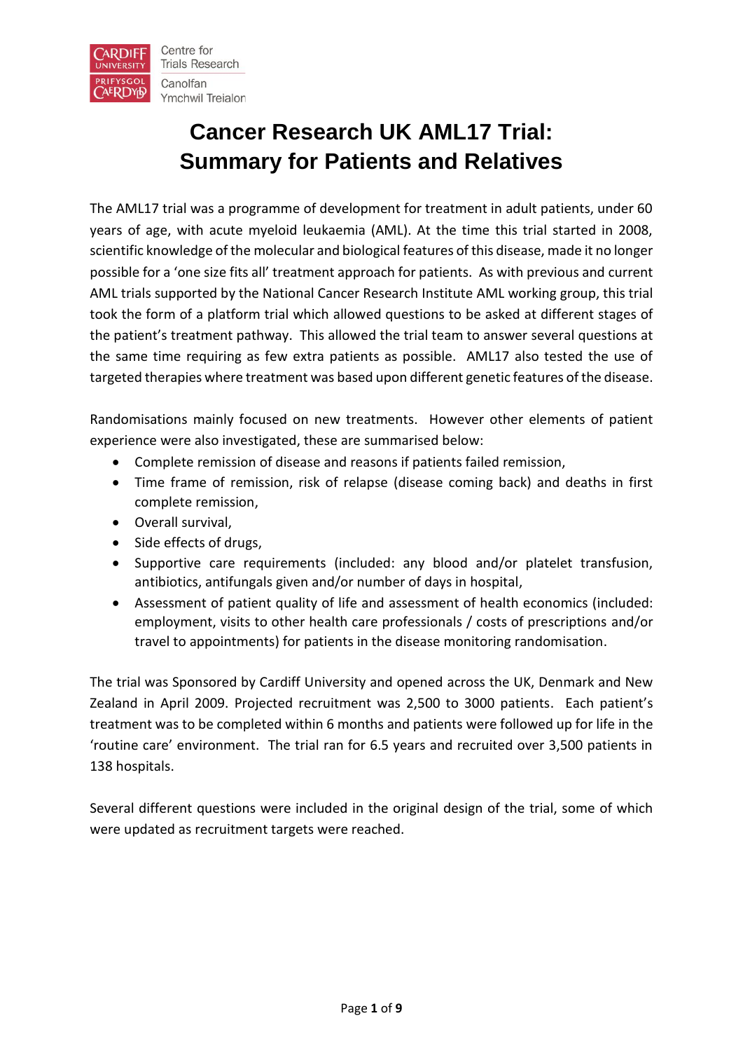# Cancer Research UK AML17 Trial: Summary for Patients and Relatives

The AML17 trial was a programme of development for treatment in adult patients, under 60 years of age, with acute myeloid leukaemia (AML). At the time this trial started in 2008, scientific knowledge of the molecular and biological features of this disease, made it no longer possible for a 'one size fits all' treatment approach for patients. As with previous and current AML trials supported by the National Cancer Research Institute AML working group, this trial took the form of a platform trial which allowed questions to be asked at different stages of the patient's treatment pathway. This allowed the trial team to answer several questions at the same time requiring as few extra patients as possible. AML17 also tested the use of targeted therapies where treatment was based upon different genetic features of the disease.

Randomisations mainly focused on new treatments. However other elements of patient experience were also investigated, these are summarised below:

- Complete remission of disease and reasons if patients failed remission,
- Time frame of remission, risk of relapse (disease coming back) and deaths in first complete remission,
- Overall survival,
- Side effects of drugs,
- Supportive care requirements (included: any blood and/or platelet transfusion, antibiotics, antifungals given and/or number of days in hospital,
- Assessment of patient quality of life and assessment of health economics (included: employment, visits to other health care professionals / costs of prescriptions and/or travel to appointments) for patients in the disease monitoring randomisation.

The trial was Sponsored by Cardiff University and opened across the UK, Denmark and New Zealand in April 2009. Projected recruitment was 2,500 to 3000 patients. Each patient's treatment was to be completed within 6 months and patients were followed up for life in the 'routine care' environment. The trial ran for 6.5 years and recruited over 3,500 patients in 138 hospitals.

Several different questions were included in the original design of the trial, some of which were updated as recruitment targets were reached.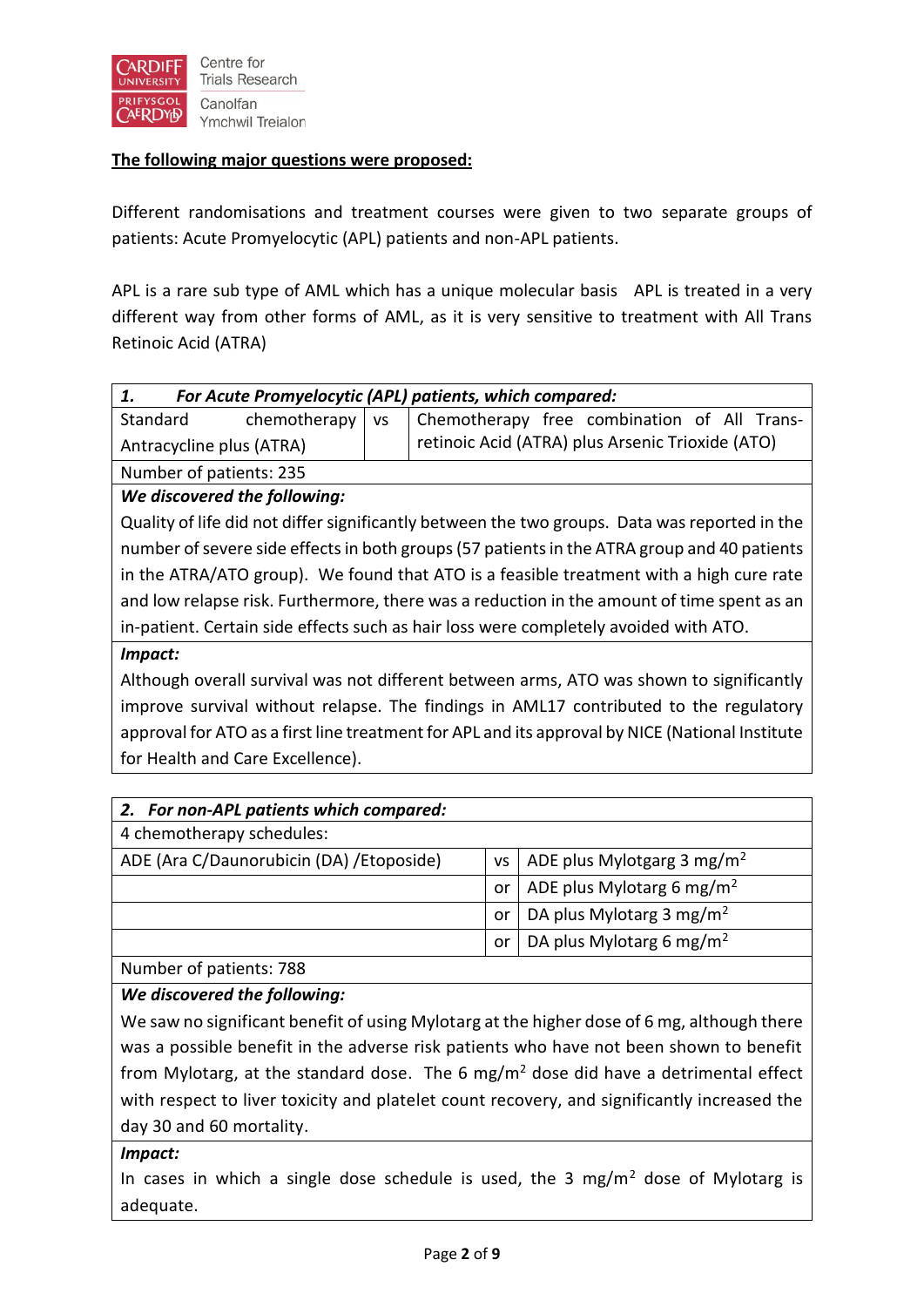**The following major questions were proposed:**

Different randomisations and treatment courses were given to two separate groups of patients: Acute Promyelocytic (APL) patients and non-APL patients.

APL is a rare sub type of AML which has a unique molecular basis  APL is treated in a very different way from other forms of AML, as it is very sensitive to treatment with All Trans Retinoic Acid (ATRA)

| ***1. For Acute Promyelocytic (APL) patients, which compared:*** | | |
|---|---|---|
| Standard chemotherapy Antracycline plus (ATRA) | vs | Chemotherapy free combination of All Trans-retinoic Acid (ATRA) plus Arsenic Trioxide (ATO) |
| Number of patients: 235 | | |
| ***We discovered the following:*** | | |
| Quality of life did not differ significantly between the two groups. Data was reported in the number of severe side effects in both groups (57 patients in the ATRA group and 40 patients in the ATRA/ATO group). We found that ATO is a feasible treatment with a high cure rate and low relapse risk. Furthermore, there was a reduction in the amount of time spent as an in-patient. Certain side effects such as hair loss were completely avoided with ATO. | | |
| ***Impact:*** | | |
| Although overall survival was not different between arms, ATO was shown to significantly improve survival without relapse. The findings in AML17 contributed to the regulatory approval for ATO as a first line treatment for APL and its approval by NICE (National Institute for Health and Care Excellence). | | |

| ***2. For non-APL patients which compared:*** | | |
|---|---|---|
| 4 chemotherapy schedules: | | |
| ADE (Ara C/Daunorubicin (DA) /Etoposide) | vs | ADE plus Mylotgarg 3 mg/m$^2$ |
| | or | ADE plus Mylotarg 6 mg/m$^2$ |
| | or | DA plus Mylotarg 3 mg/m$^2$ |
| | or | DA plus Mylotag 6 mg/m$^2$ |
| Number of patients: 788 | | |
| ***We discovered the following:*** | | |
| We saw no significant benefit of using Mylotarg at the higher dose of 6 mg, although there was a possible benefit in the adverse risk patients who have not been shown to benefit from Mylotarg, at the standard dose. The 6 mg/m$^2$ dose did have a detrimental effect with respect to liver toxicity and platelet count recovery, and significantly increased the day 30 and 60 mortality. | | |
| ***Impact:*** | | |
| In cases in which a single dose schedule is used, the 3 mg/m$^2$ dose of Mylotarg is adequate. | | |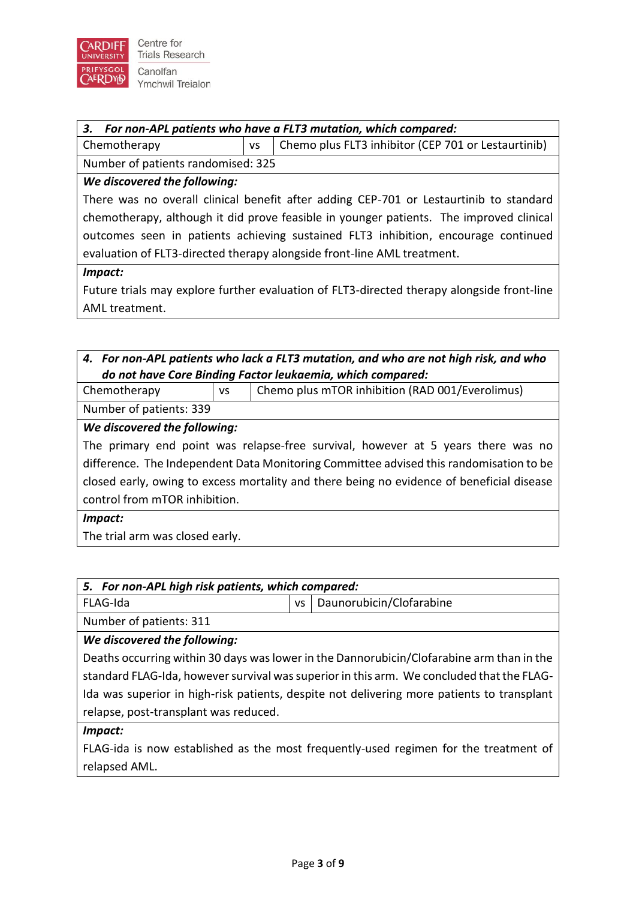| **3. *For non-APL patients who have a FLT3 mutation, which compared:*** | | |
|---|---|---|
| Chemotherapy | vs | Chemo plus FLT3 inhibitor (CEP 701 or Lestaurtinib) |
| Number of patients randomised: 325 | | |
| ***We discovered the following:*** | | |
| There was no overall clinical benefit after adding CEP-701 or Lestaurtinib to standard chemotherapy, although it did prove feasible in younger patients. The improved clinical outcomes seen in patients achieving sustained FLT3 inhibition, encourage continued evaluation of FLT3-directed therapy alongside front-line AML treatment. | | |
| ***Impact:*** | | |
| Future trials may explore further evaluation of FLT3-directed therapy alongside front-line AML treatment. | | |

| **4. *For non-APL patients who lack a FLT3 mutation, and who are not high risk, and who do not have Core Binding Factor leukaemia, which compared:*** | | |
|---|---|---|
| Chemotherapy | vs | Chemo plus mTOR inhibition (RAD 001/Everolimus) |
| Number of patients: 339 | | |
| ***We discovered the following:*** | | |
| The primary end point was relapse-free survival, however at 5 years there was no difference. The Independent Data Monitoring Committee advised this randomisation to be closed early, owing to excess mortality and there being no evidence of beneficial disease control from mTOR inhibition. | | |
| ***Impact:*** | | |
| The trial arm was closed early. | | |

| **5. *For non-APL high risk patients, which compared:*** | | |
|---|---|---|
| FLAG-Ida | vs | Daunorubicin/Clofarabine |
| Number of patients: 311 | | |
| ***We discovered the following:*** | | |
| Deaths occurring within 30 days was lower in the Dannorubicin/Clofarabine arm than in the standard FLAG-Ida, however survival was superior in this arm. We concluded that the FLAG-Ida was superior in high-risk patients, despite not delivering more patients to transplant relapse, post-transplant was reduced. | | |
| ***Impact:*** | | |
| FLAG-ida is now established as the most frequently-used regimen for the treatment of relapsed AML. | | |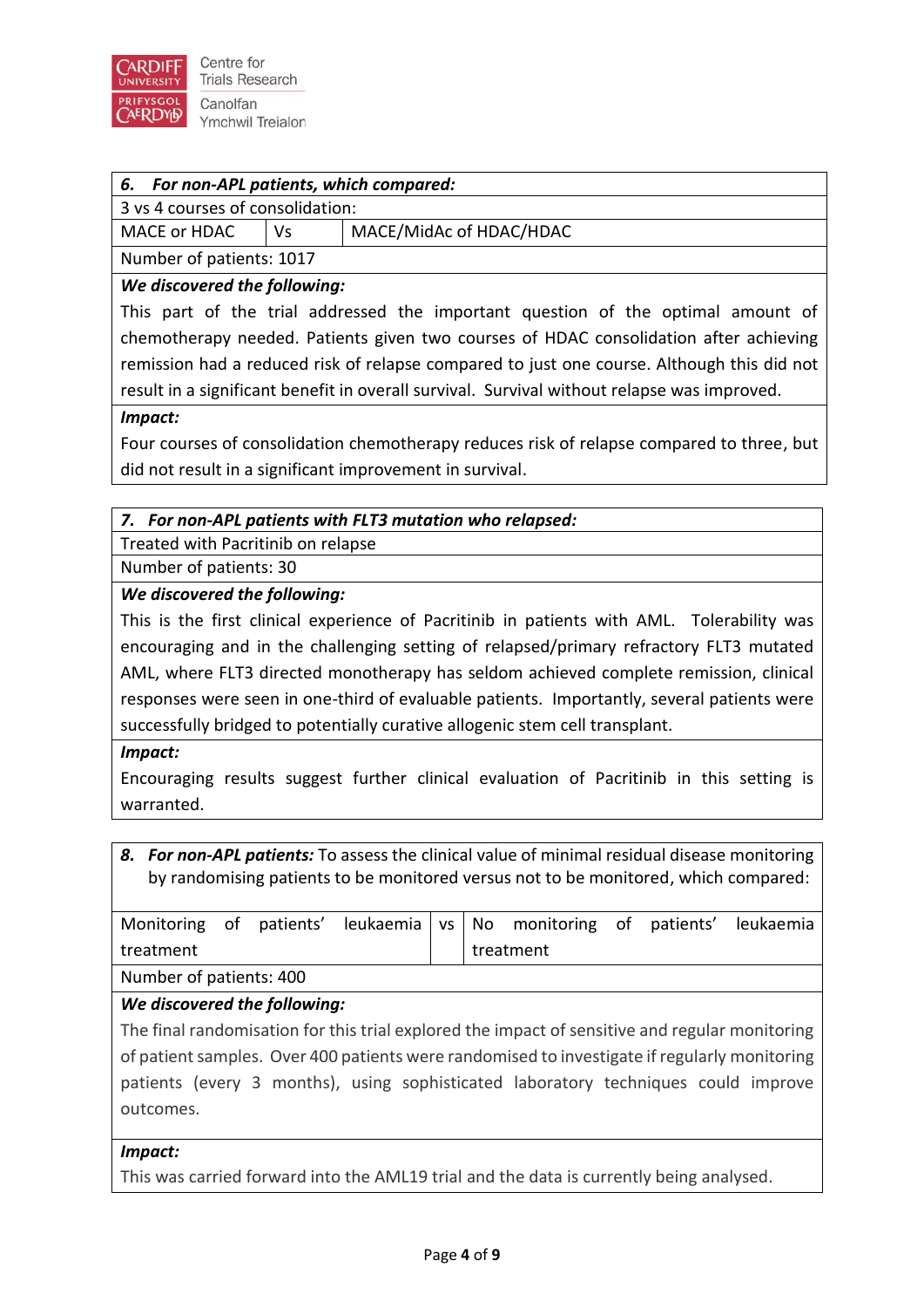| ***6. For non-APL patients, which compared:*** | | |
|---|---|---|
| 3 vs 4 courses of consolidation: | | |
| MACE or HDAC | Vs | MACE/MidAc of HDAC/HDAC |
| Number of patients: 1017 | | |
| ***We discovered the following:*** | | |
| This part of the trial addressed the important question of the optimal amount of chemotherapy needed. Patients given two courses of HDAC consolidation after achieving remission had a reduced risk of relapse compared to just one course. Although this did not result in a significant benefit in overall survival. Survival without relapse was improved. | | |
| ***Impact:*** | | |
| Four courses of consolidation chemotherapy reduces risk of relapse compared to three, but did not result in a significant improvement in survival. | | |

| ***7. For non-APL patients with FLT3 mutation who relapsed:*** |
|---|
| Treated with Pacritinib on relapse |
| Number of patients: 30 |
| ***We discovered the following:*** |
| This is the first clinical experience of Pacritinib in patients with AML. Tolerability was encouraging and in the challenging setting of relapsed/primary refractory FLT3 mutated AML, where FLT3 directed monotherapy has seldom achieved complete remission, clinical responses were seen in one-third of evaluable patients. Importantly, several patients were successfully bridged to potentially curative allogenic stem cell transplant. |
| ***Impact:*** |
| Encouraging results suggest further clinical evaluation of Pacritinib in this setting is warranted. |

| ***8. For non-APL patients:*** To assess the clinical value of minimal residual disease monitoring by randomising patients to be monitored versus not to be monitored, which compared: | | |
|---|---|---|
| Monitoring of patients' leukaemia treatment | vs | No monitoring of patients' leukaemia treatment |
| Number of patients: 400 | | |
| ***We discovered the following:*** | | |
| The final randomisation for this trial explored the impact of sensitive and regular monitoring of patient samples. Over 400 patients were randomised to investigate if regularly monitoring patients (every 3 months), using sophisticated laboratory techniques could improve outcomes. | | |
| ***Impact:*** | | |
| This was carried forward into the AML19 trial and the data is currently being analysed. | | |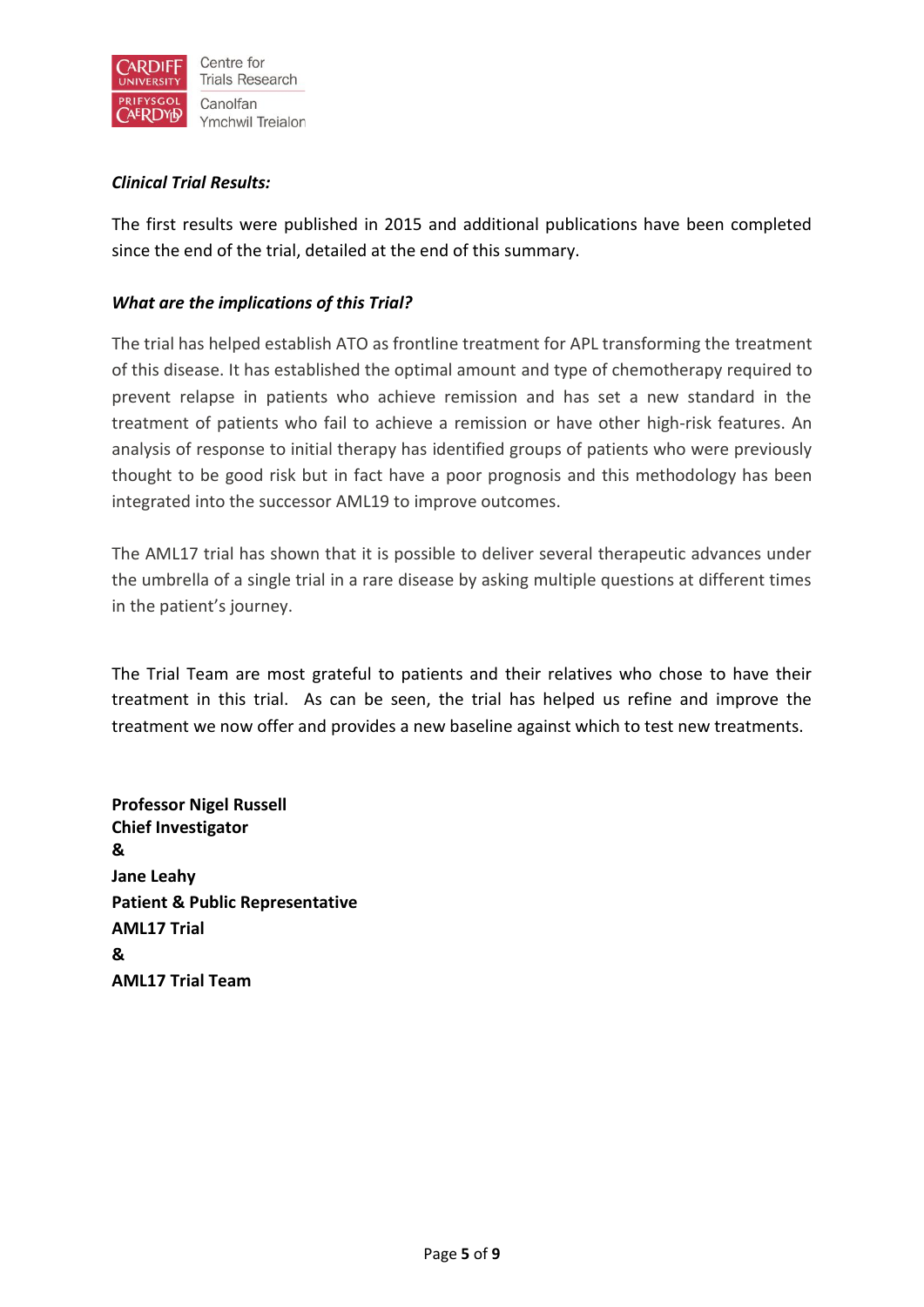***Clinical Trial Results:***

The first results were published in 2015 and additional publications have been completed since the end of the trial, detailed at the end of this summary.

***What are the implications of this Trial?***

The trial has helped establish ATO as frontline treatment for APL transforming the treatment of this disease. It has established the optimal amount and type of chemotherapy required to prevent relapse in patients who achieve remission and has set a new standard in the treatment of patients who fail to achieve a remission or have other high-risk features. An analysis of response to initial therapy has identified groups of patients who were previously thought to be good risk but in fact have a poor prognosis and this methodology has been integrated into the successor AML19 to improve outcomes.

The AML17 trial has shown that it is possible to deliver several therapeutic advances under the umbrella of a single trial in a rare disease by asking multiple questions at different times in the patient's journey.

The Trial Team are most grateful to patients and their relatives who chose to have their treatment in this trial. As can be seen, the trial has helped us refine and improve the treatment we now offer and provides a new baseline against which to test new treatments.

**Professor Nigel Russell**
**Chief Investigator**
**&**
**Jane Leahy**
**Patient & Public Representative**
**AML17 Trial**
**&**
**AML17 Trial Team**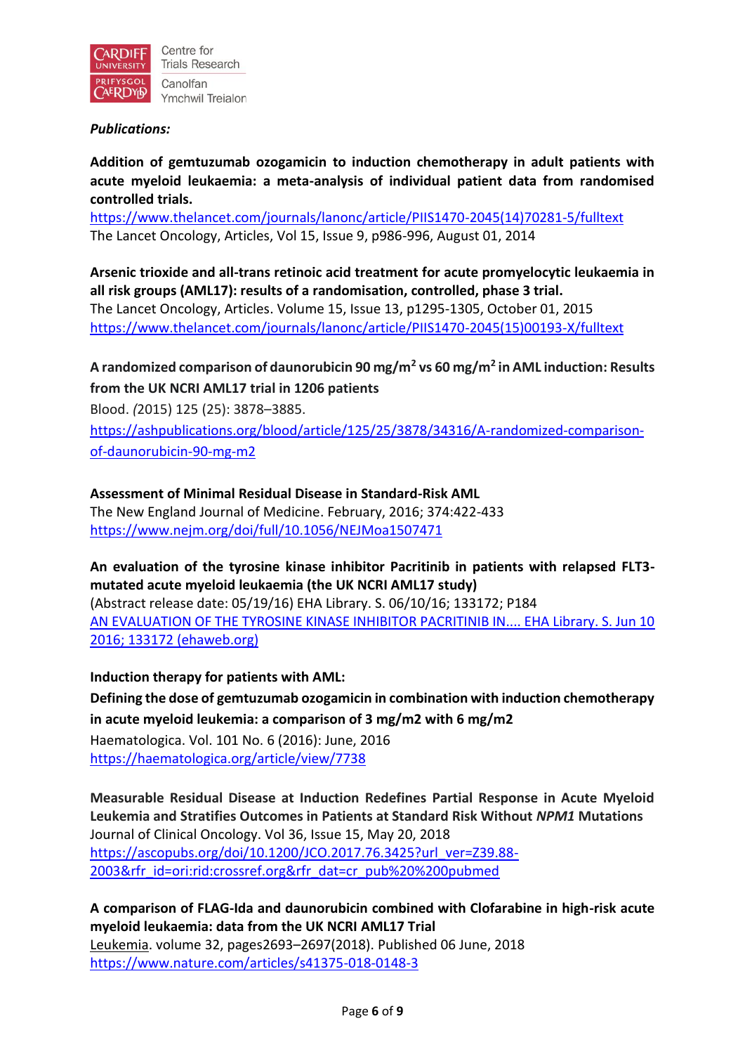***Publications:***

**Addition of gemtuzumab ozogamicin to induction chemotherapy in adult patients with acute myeloid leukaemia: a meta-analysis of individual patient data from randomised controlled trials.**
[https://www.thelancet.com/journals/lanonc/article/PIIS1470-2045(14)70281-5/fulltext](https://www.thelancet.com/journals/lanonc/article/PIIS1470-2045(14)70281-5/fulltext)
The Lancet Oncology, Articles, Vol 15, Issue 9, p986-996, August 01, 2014

**Arsenic trioxide and all-trans retinoic acid treatment for acute promyelocytic leukaemia in all risk groups (AML17): results of a randomisation, controlled, phase 3 trial.**
The Lancet Oncology, Articles. Volume 15, Issue 13, p1295-1305, October 01, 2015
[https://www.thelancet.com/journals/lanonc/article/PIIS1470-2045(15)00193-X/fulltext](https://www.thelancet.com/journals/lanonc/article/PIIS1470-2045(15)00193-X/fulltext)

**A randomized comparison of daunorubicin 90 mg/m$^2$ vs 60 mg/m$^2$ in AML induction: Results from the UK NCRI AML17 trial in 1206 patients**
Blood. *(*2015) 125 (25): 3878–3885.
[https://ashpublications.org/blood/article/125/25/3878/34316/A-randomized-comparison-of-daunorubicin-90-mg-m2](https://ashpublications.org/blood/article/125/25/3878/34316/A-randomized-comparison-of-daunorubicin-90-mg-m2)

**Assessment of Minimal Residual Disease in Standard-Risk AML**
The New England Journal of Medicine. February, 2016; 374:422-433
[https://www.nejm.org/doi/full/10.1056/NEJMoa1507471](https://www.nejm.org/doi/full/10.1056/NEJMoa1507471)

**An evaluation of the tyrosine kinase inhibitor Pacritinib in patients with relapsed FLT3-mutated acute myeloid leukaemia (the UK NCRI AML17 study)**
(Abstract release date: 05/19/16) EHA Library. S. 06/10/16; 133172; P184
AN EVALUATION OF THE TYROSINE KINASE INHIBITOR PACRITINIB IN.... EHA Library. S. Jun 10 2016; 133172 (ehaweb.org)

**Induction therapy for patients with AML:**
**Defining the dose of gemtuzumab ozogamicin in combination with induction chemotherapy in acute myeloid leukemia: a comparison of 3 mg/m2 with 6 mg/m2**
Haematologica. Vol. 101 No. 6 (2016): June, 2016
[https://haematologica.org/article/view/7738](https://haematologica.org/article/view/7738)

**Measurable Residual Disease at Induction Redefines Partial Response in Acute Myeloid Leukemia and Stratifies Outcomes in Patients at Standard Risk Without *NPM1* Mutations**
Journal of Clinical Oncology. Vol 36, Issue 15, May 20, 2018
[https://ascopubs.org/doi/10.1200/JCO.2017.76.3425?url_ver=Z39.88-2003&rfr_id=ori:rid:crossref.org&rfr_dat=cr_pub%20%200pubmed](https://ascopubs.org/doi/10.1200/JCO.2017.76.3425?url_ver=Z39.88-2003&rfr_id=ori:rid:crossref.org&rfr_dat=cr_pub%20%200pubmed)

**A comparison of FLAG-Ida and daunorubicin combined with Clofarabine in high-risk acute myeloid leukaemia: data from the UK NCRI AML17 Trial**
Leukemia. volume 32, pages2693–2697(2018). Published 06 June, 2018
[https://www.nature.com/articles/s41375-018-0148-3](https://www.nature.com/articles/s41375-018-0148-3)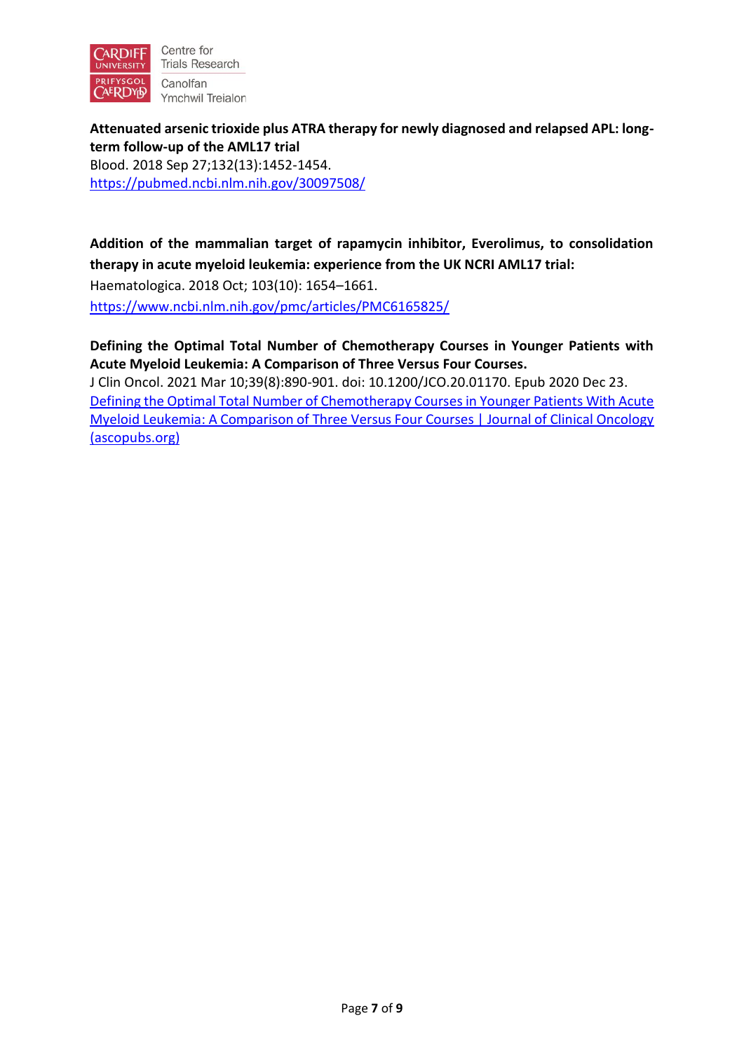**Attenuated arsenic trioxide plus ATRA therapy for newly diagnosed and relapsed APL: long-term follow-up of the AML17 trial**
Blood. 2018 Sep 27;132(13):1452-1454.
[https://pubmed.ncbi.nlm.nih.gov/30097508/](https://pubmed.ncbi.nlm.nih.gov/30097508/)

**Addition of the mammalian target of rapamycin inhibitor, Everolimus, to consolidation therapy in acute myeloid leukemia: experience from the UK NCRI AML17 trial:**
Haematologica. 2018 Oct; 103(10): 1654–1661.
[https://www.ncbi.nlm.nih.gov/pmc/articles/PMC6165825/](https://www.ncbi.nlm.nih.gov/pmc/articles/PMC6165825/)

**Defining the Optimal Total Number of Chemotherapy Courses in Younger Patients with Acute Myeloid Leukemia: A Comparison of Three Versus Four Courses.**
J Clin Oncol. 2021 Mar 10;39(8):890-901. doi: 10.1200/JCO.20.01170. Epub 2020 Dec 23.
Defining the Optimal Total Number of Chemotherapy Courses in Younger Patients With Acute Myeloid Leukemia: A Comparison of Three Versus Four Courses | Journal of Clinical Oncology (ascopubs.org)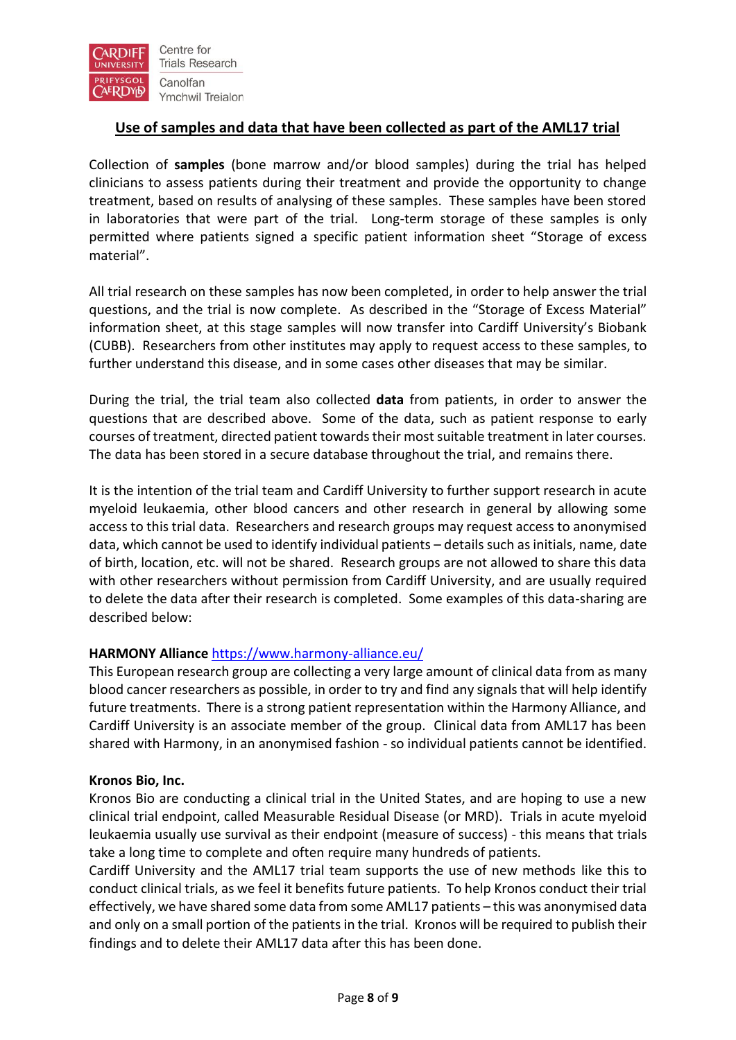## Use of samples and data that have been collected as part of the AML17 trial

Collection of **samples** (bone marrow and/or blood samples) during the trial has helped clinicians to assess patients during their treatment and provide the opportunity to change treatment, based on results of analysing of these samples. These samples have been stored in laboratories that were part of the trial. Long-term storage of these samples is only permitted where patients signed a specific patient information sheet "Storage of excess material".

All trial research on these samples has now been completed, in order to help answer the trial questions, and the trial is now complete. As described in the "Storage of Excess Material" information sheet, at this stage samples will now transfer into Cardiff University's Biobank (CUBB). Researchers from other institutes may apply to request access to these samples, to further understand this disease, and in some cases other diseases that may be similar.

During the trial, the trial team also collected **data** from patients, in order to answer the questions that are described above. Some of the data, such as patient response to early courses of treatment, directed patient towards their most suitable treatment in later courses. The data has been stored in a secure database throughout the trial, and remains there.

It is the intention of the trial team and Cardiff University to further support research in acute myeloid leukaemia, other blood cancers and other research in general by allowing some access to this trial data. Researchers and research groups may request access to anonymised data, which cannot be used to identify individual patients – details such as initials, name, date of birth, location, etc. will not be shared. Research groups are not allowed to share this data with other researchers without permission from Cardiff University, and are usually required to delete the data after their research is completed. Some examples of this data-sharing are described below:

**HARMONY Alliance** https://www.harmony-alliance.eu/

This European research group are collecting a very large amount of clinical data from as many blood cancer researchers as possible, in order to try and find any signals that will help identify future treatments. There is a strong patient representation within the Harmony Alliance, and Cardiff University is an associate member of the group. Clinical data from AML17 has been shared with Harmony, in an anonymised fashion - so individual patients cannot be identified.

**Kronos Bio, Inc.**

Kronos Bio are conducting a clinical trial in the United States, and are hoping to use a new clinical trial endpoint, called Measurable Residual Disease (or MRD). Trials in acute myeloid leukaemia usually use survival as their endpoint (measure of success) - this means that trials take a long time to complete and often require many hundreds of patients.

Cardiff University and the AML17 trial team supports the use of new methods like this to conduct clinical trials, as we feel it benefits future patients. To help Kronos conduct their trial effectively, we have shared some data from some AML17 patients – this was anonymised data and only on a small portion of the patients in the trial. Kronos will be required to publish their findings and to delete their AML17 data after this has been done.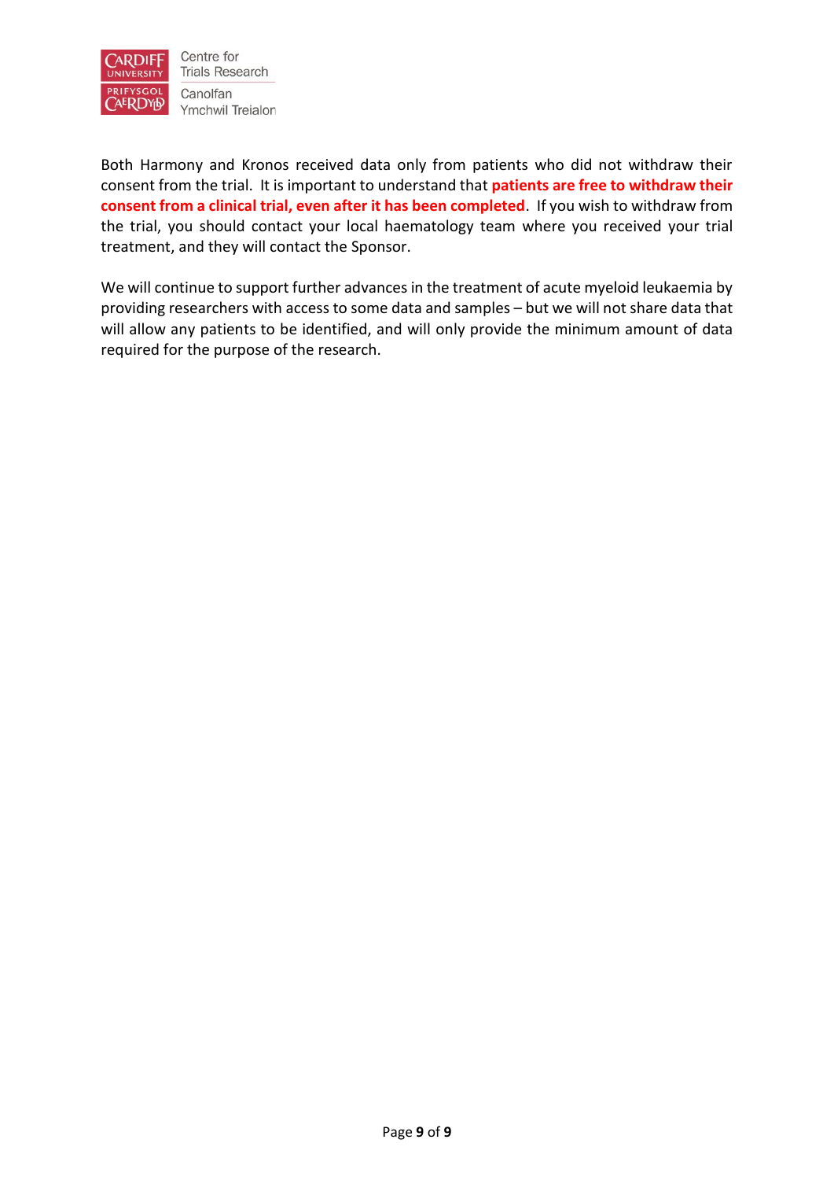Both Harmony and Kronos received data only from patients who did not withdraw their consent from the trial. It is important to understand that **patients are free to withdraw their consent from a clinical trial, even after it has been completed**. If you wish to withdraw from the trial, you should contact your local haematology team where you received your trial treatment, and they will contact the Sponsor.

We will continue to support further advances in the treatment of acute myeloid leukaemia by providing researchers with access to some data and samples – but we will not share data that will allow any patients to be identified, and will only provide the minimum amount of data required for the purpose of the research.